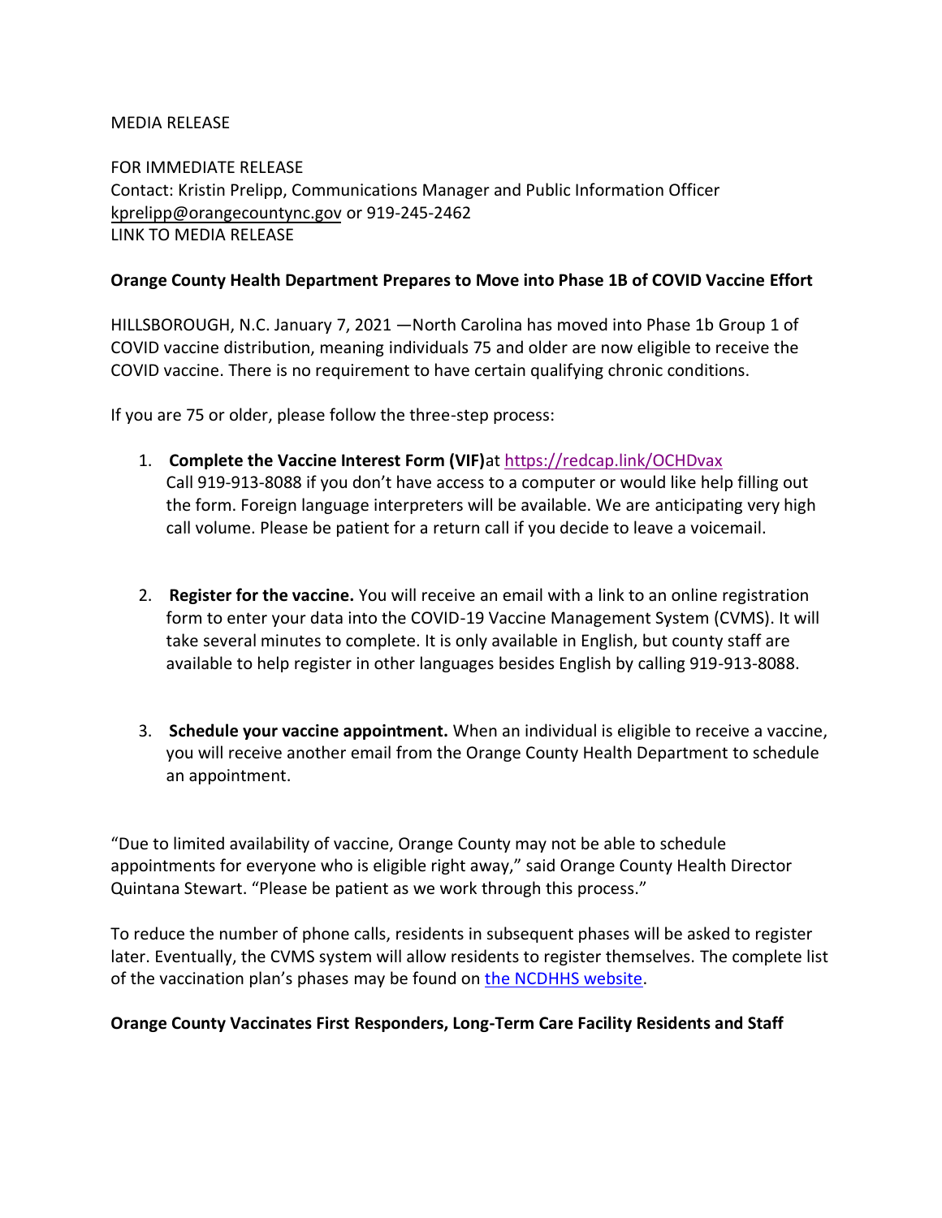MEDIA RELEASE

FOR IMMEDIATE RELEASE
Contact: Kristin Prelipp, Communications Manager and Public Information Officer
kprelipp@orangecountync.gov or 919-245-2462
LINK TO MEDIA RELEASE

**Orange County Health Department Prepares to Move into Phase 1B of COVID Vaccine Effort**

HILLSBOROUGH, N.C. January 7, 2021 —North Carolina has moved into Phase 1b Group 1 of COVID vaccine distribution, meaning individuals 75 and older are now eligible to receive the COVID vaccine. There is no requirement to have certain qualifying chronic conditions.

If you are 75 or older, please follow the three-step process:

1. **Complete the Vaccine Interest Form (VIF)** at https://redcap.link/OCHDvax
   Call 919-913-8088 if you don't have access to a computer or would like help filling out the form. Foreign language interpreters will be available. We are anticipating very high call volume. Please be patient for a return call if you decide to leave a voicemail.

2. **Register for the vaccine.** You will receive an email with a link to an online registration form to enter your data into the COVID-19 Vaccine Management System (CVMS). It will take several minutes to complete. It is only available in English, but county staff are available to help register in other languages besides English by calling 919-913-8088.

3. **Schedule your vaccine appointment.** When an individual is eligible to receive a vaccine, you will receive another email from the Orange County Health Department to schedule an appointment.

"Due to limited availability of vaccine, Orange County may not be able to schedule appointments for everyone who is eligible right away," said Orange County Health Director Quintana Stewart. "Please be patient as we work through this process."

To reduce the number of phone calls, residents in subsequent phases will be asked to register later. Eventually, the CVMS system will allow residents to register themselves. The complete list of the vaccination plan's phases may be found on the NCDHHS website.

**Orange County Vaccinates First Responders, Long-Term Care Facility Residents and Staff**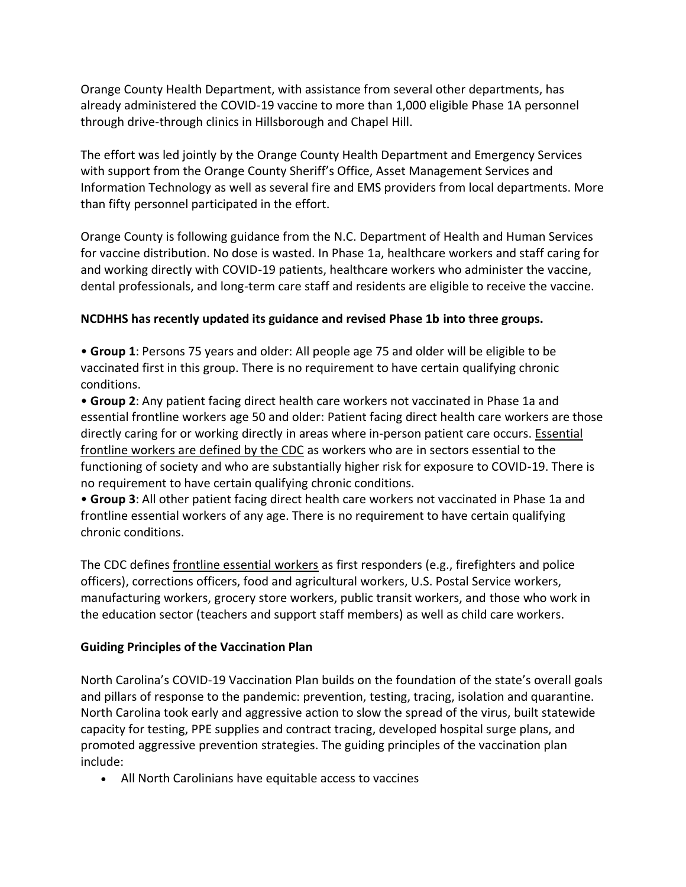Orange County Health Department, with assistance from several other departments, has already administered the COVID-19 vaccine to more than 1,000 eligible Phase 1A personnel through drive-through clinics in Hillsborough and Chapel Hill.

The effort was led jointly by the Orange County Health Department and Emergency Services with support from the Orange County Sheriff's Office, Asset Management Services and Information Technology as well as several fire and EMS providers from local departments. More than fifty personnel participated in the effort.

Orange County is following guidance from the N.C. Department of Health and Human Services for vaccine distribution. No dose is wasted. In Phase 1a, healthcare workers and staff caring for and working directly with COVID-19 patients, healthcare workers who administer the vaccine, dental professionals, and long-term care staff and residents are eligible to receive the vaccine.

**NCDHHS has recently updated its guidance and revised Phase 1b into three groups.**

- **Group 1**: Persons 75 years and older: All people age 75 and older will be eligible to be vaccinated first in this group. There is no requirement to have certain qualifying chronic conditions.
- **Group 2**: Any patient facing direct health care workers not vaccinated in Phase 1a and essential frontline workers age 50 and older: Patient facing direct health care workers are those directly caring for or working directly in areas where in-person patient care occurs. Essential frontline workers are defined by the CDC as workers who are in sectors essential to the functioning of society and who are substantially higher risk for exposure to COVID-19. There is no requirement to have certain qualifying chronic conditions.
- **Group 3**: All other patient facing direct health care workers not vaccinated in Phase 1a and frontline essential workers of any age. There is no requirement to have certain qualifying chronic conditions.

The CDC defines frontline essential workers as first responders (e.g., firefighters and police officers), corrections officers, food and agricultural workers, U.S. Postal Service workers, manufacturing workers, grocery store workers, public transit workers, and those who work in the education sector (teachers and support staff members) as well as child care workers.

**Guiding Principles of the Vaccination Plan**

North Carolina's COVID-19 Vaccination Plan builds on the foundation of the state's overall goals and pillars of response to the pandemic: prevention, testing, tracing, isolation and quarantine. North Carolina took early and aggressive action to slow the spread of the virus, built statewide capacity for testing, PPE supplies and contract tracing, developed hospital surge plans, and promoted aggressive prevention strategies. The guiding principles of the vaccination plan include:

- All North Carolinians have equitable access to vaccines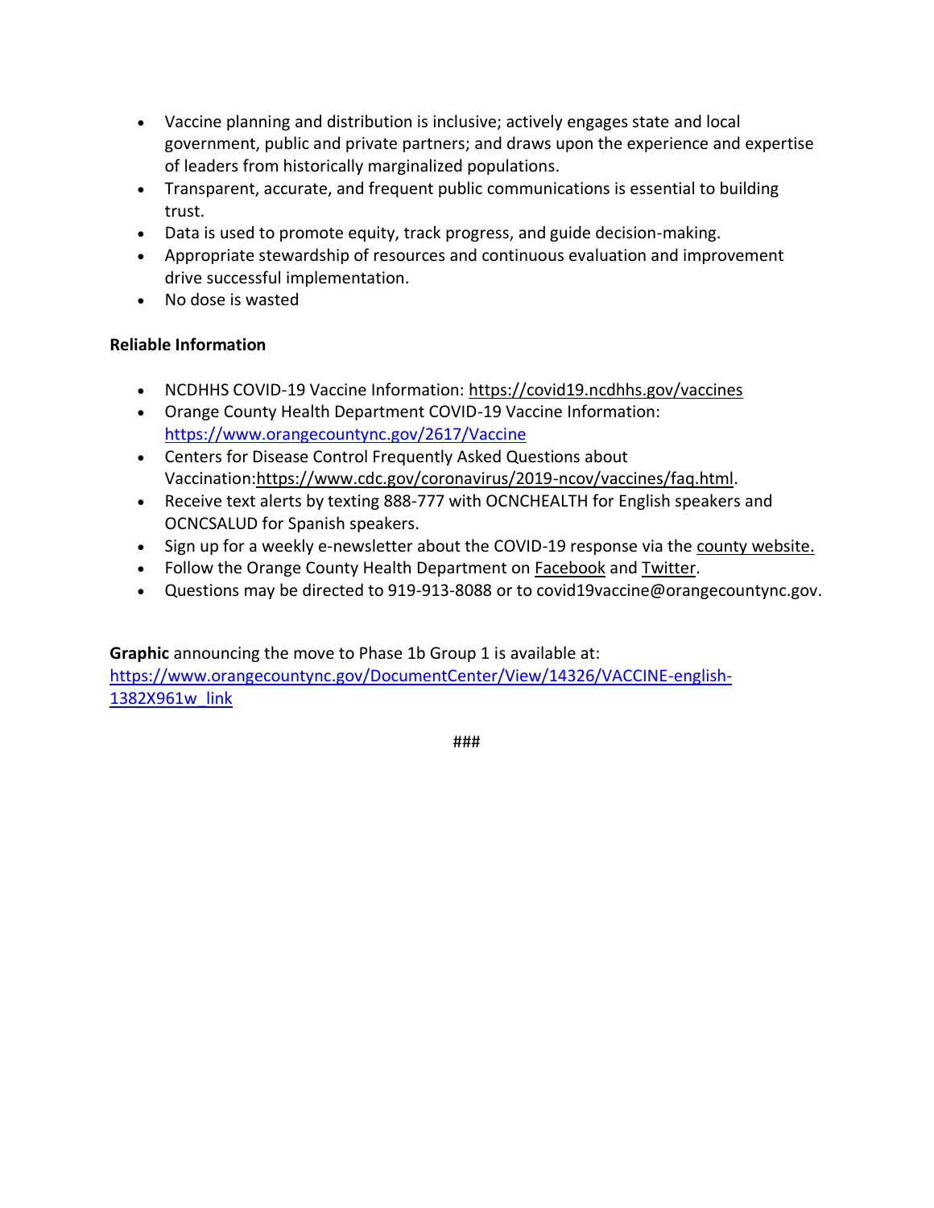- Vaccine planning and distribution is inclusive; actively engages state and local government, public and private partners; and draws upon the experience and expertise of leaders from historically marginalized populations.
- Transparent, accurate, and frequent public communications is essential to building trust.
- Data is used to promote equity, track progress, and guide decision-making.
- Appropriate stewardship of resources and continuous evaluation and improvement drive successful implementation.
- No dose is wasted

**Reliable Information**

- NCDHHS COVID-19 Vaccine Information: https://covid19.ncdhhs.gov/vaccines
- Orange County Health Department COVID-19 Vaccine Information: https://www.orangecountync.gov/2617/Vaccine
- Centers for Disease Control Frequently Asked Questions about Vaccination:https://www.cdc.gov/coronavirus/2019-ncov/vaccines/faq.html.
- Receive text alerts by texting 888-777 with OCNCHEALTH for English speakers and OCNCSALUD for Spanish speakers.
- Sign up for a weekly e-newsletter about the COVID-19 response via the county website.
- Follow the Orange County Health Department on Facebook and Twitter.
- Questions may be directed to 919-913-8088 or to covid19vaccine@orangecountync.gov.

**Graphic** announcing the move to Phase 1b Group 1 is available at: https://www.orangecountync.gov/DocumentCenter/View/14326/VACCINE-english-1382X961w_link

###